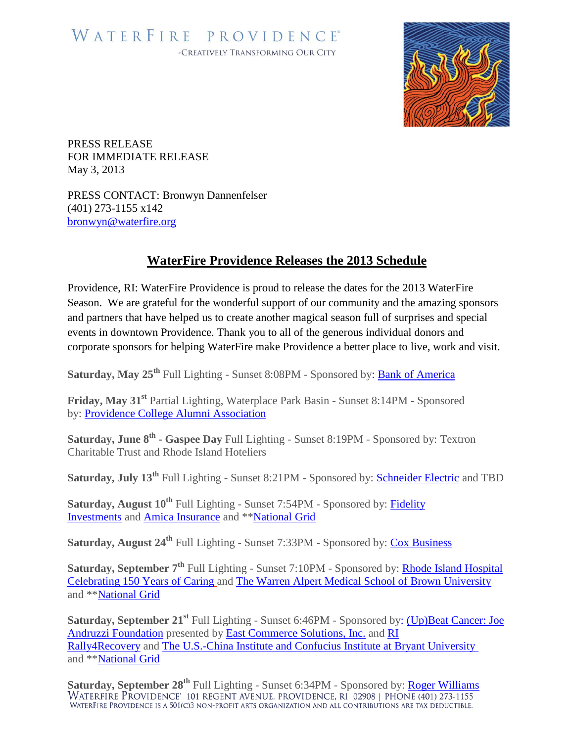WATERFIRE PROVIDENCE®

-CREATIVELY TRANSFORMING OUR CITY

PRESS RELEASE
FOR IMMEDIATE RELEASE
May 3, 2013

PRESS CONTACT: Bronwyn Dannenfelser
(401) 273-1155 x142
bronwyn@waterfire.org

## WaterFire Providence Releases the 2013 Schedule

Providence, RI: WaterFire Providence is proud to release the dates for the 2013 WaterFire Season. We are grateful for the wonderful support of our community and the amazing sponsors and partners that have helped us to create another magical season full of surprises and special events in downtown Providence. Thank you to all of the generous individual donors and corporate sponsors for helping WaterFire make Providence a better place to live, work and visit.

**Saturday, May 25th** Full Lighting - Sunset 8:08PM - Sponsored by: Bank of America

**Friday, May 31st** Partial Lighting, Waterplace Park Basin - Sunset 8:14PM - Sponsored by: Providence College Alumni Association

**Saturday, June 8th - Gaspee Day** Full Lighting - Sunset 8:19PM - Sponsored by: Textron Charitable Trust and Rhode Island Hoteliers

**Saturday, July 13th** Full Lighting - Sunset 8:21PM - Sponsored by: Schneider Electric and TBD

**Saturday, August 10th** Full Lighting - Sunset 7:54PM - Sponsored by: Fidelity Investments and Amica Insurance and **National Grid

**Saturday, August 24th** Full Lighting - Sunset 7:33PM - Sponsored by: Cox Business

**Saturday, September 7th** Full Lighting - Sunset 7:10PM - Sponsored by: Rhode Island Hospital Celebrating 150 Years of Caring and The Warren Alpert Medical School of Brown University and **National Grid

**Saturday, September 21st** Full Lighting - Sunset 6:46PM - Sponsored by: (Up)Beat Cancer: Joe Andruzzi Foundation presented by East Commerce Solutions, Inc. and RI Rally4Recovery and The U.S.-China Institute and Confucius Institute at Bryant University and **National Grid

**Saturday, September 28th** Full Lighting - Sunset 6:34PM - Sponsored by: Roger Williams

WATERFIRE PROVIDENCE® 101 REGENT AVENUE, PROVIDENCE, RI 02908 | PHONE (401) 273-1155
WATERFIRE PROVIDENCE IS A 501(C)3 NON-PROFIT ARTS ORGANIZATION AND ALL CONTRIBUTIONS ARE TAX DEDUCTIBLE.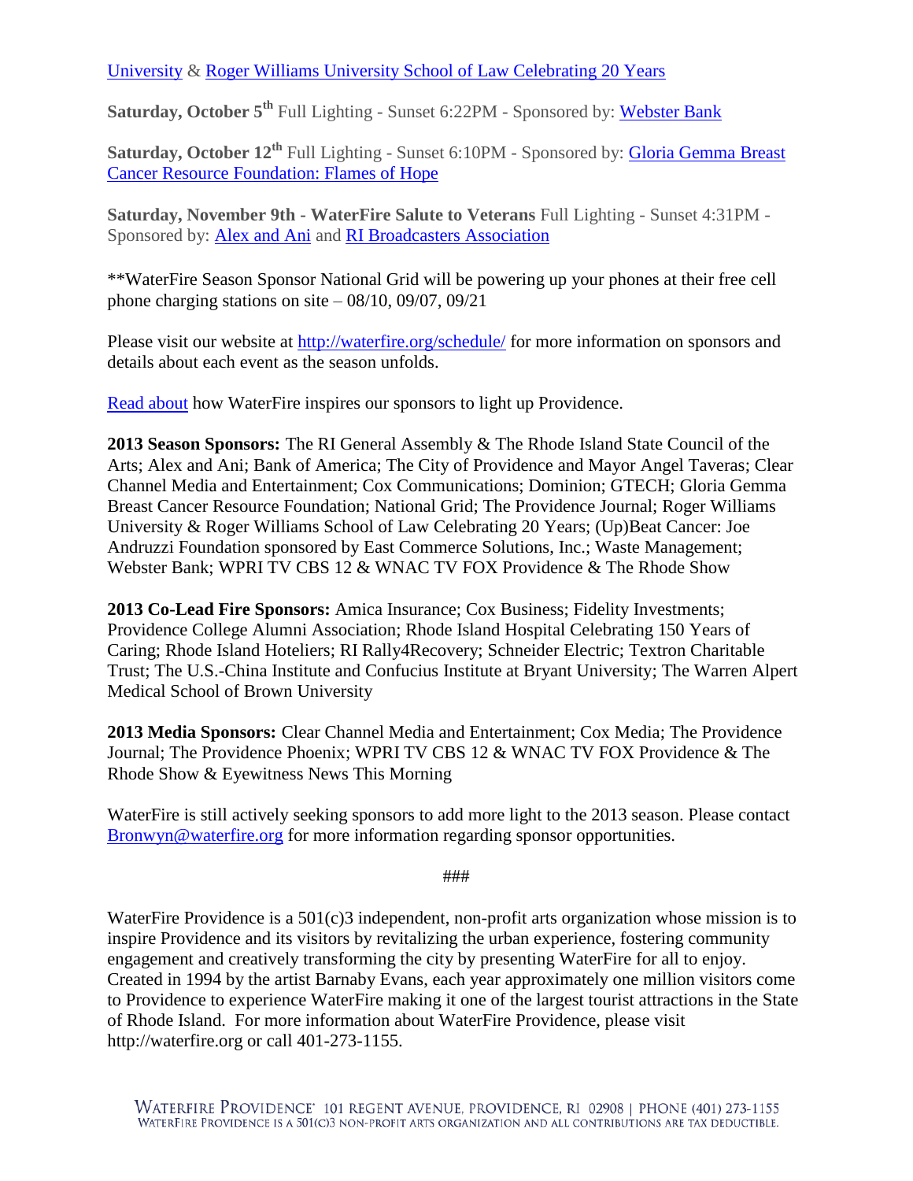University & Roger Williams University School of Law Celebrating 20 Years

**Saturday, October 5th** Full Lighting - Sunset 6:22PM - Sponsored by: Webster Bank

**Saturday, October 12th** Full Lighting - Sunset 6:10PM - Sponsored by: Gloria Gemma Breast Cancer Resource Foundation: Flames of Hope

**Saturday, November 9th - WaterFire Salute to Veterans** Full Lighting - Sunset 4:31PM - Sponsored by: Alex and Ani and RI Broadcasters Association

**WaterFire Season Sponsor National Grid will be powering up your phones at their free cell phone charging stations on site – 08/10, 09/07, 09/21

Please visit our website at http://waterfire.org/schedule/ for more information on sponsors and details about each event as the season unfolds.

Read about how WaterFire inspires our sponsors to light up Providence.

**2013 Season Sponsors:** The RI General Assembly & The Rhode Island State Council of the Arts; Alex and Ani; Bank of America; The City of Providence and Mayor Angel Taveras; Clear Channel Media and Entertainment; Cox Communications; Dominion; GTECH; Gloria Gemma Breast Cancer Resource Foundation; National Grid; The Providence Journal; Roger Williams University & Roger Williams School of Law Celebrating 20 Years; (Up)Beat Cancer: Joe Andruzzi Foundation sponsored by East Commerce Solutions, Inc.; Waste Management; Webster Bank; WPRI TV CBS 12 & WNAC TV FOX Providence & The Rhode Show

**2013 Co-Lead Fire Sponsors:** Amica Insurance; Cox Business; Fidelity Investments; Providence College Alumni Association; Rhode Island Hospital Celebrating 150 Years of Caring; Rhode Island Hoteliers; RI Rally4Recovery; Schneider Electric; Textron Charitable Trust; The U.S.-China Institute and Confucius Institute at Bryant University; The Warren Alpert Medical School of Brown University

**2013 Media Sponsors:** Clear Channel Media and Entertainment; Cox Media; The Providence Journal; The Providence Phoenix; WPRI TV CBS 12 & WNAC TV FOX Providence & The Rhode Show & Eyewitness News This Morning

WaterFire is still actively seeking sponsors to add more light to the 2013 season. Please contact Bronwyn@waterfire.org for more information regarding sponsor opportunities.

###

WaterFire Providence is a 501(c)3 independent, non-profit arts organization whose mission is to inspire Providence and its visitors by revitalizing the urban experience, fostering community engagement and creatively transforming the city by presenting WaterFire for all to enjoy. Created in 1994 by the artist Barnaby Evans, each year approximately one million visitors come to Providence to experience WaterFire making it one of the largest tourist attractions in the State of Rhode Island. For more information about WaterFire Providence, please visit http://waterfire.org or call 401-273-1155.

WATERFIRE PROVIDENCE® 101 REGENT AVENUE, PROVIDENCE, RI 02908 | PHONE (401) 273-1155
WATERFIRE PROVIDENCE IS A 501(C)3 NON-PROFIT ARTS ORGANIZATION AND ALL CONTRIBUTIONS ARE TAX DEDUCTIBLE.